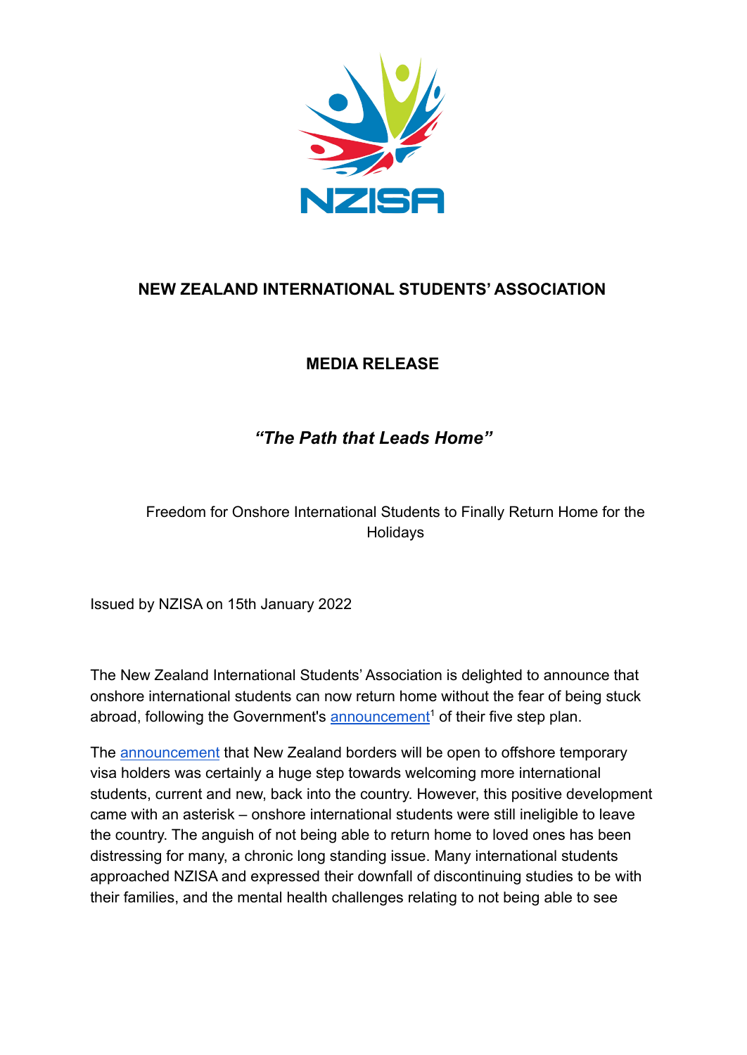**NEW ZEALAND INTERNATIONAL STUDENTS' ASSOCIATION**

**MEDIA RELEASE**

***"The Path that Leads Home"***

Freedom for Onshore International Students to Finally Return Home for the Holidays

Issued by NZISA on 15th January 2022

The New Zealand International Students' Association is delighted to announce that onshore international students can now return home without the fear of being stuck abroad, following the Government's announcement[1] of their five step plan.

The announcement that New Zealand borders will be open to offshore temporary visa holders was certainly a huge step towards welcoming more international students, current and new, back into the country. However, this positive development came with an asterisk – onshore international students were still ineligible to leave the country. The anguish of not being able to return home to loved ones has been distressing for many, a chronic long standing issue. Many international students approached NZISA and expressed their downfall of discontinuing studies to be with their families, and the mental health challenges relating to not being able to see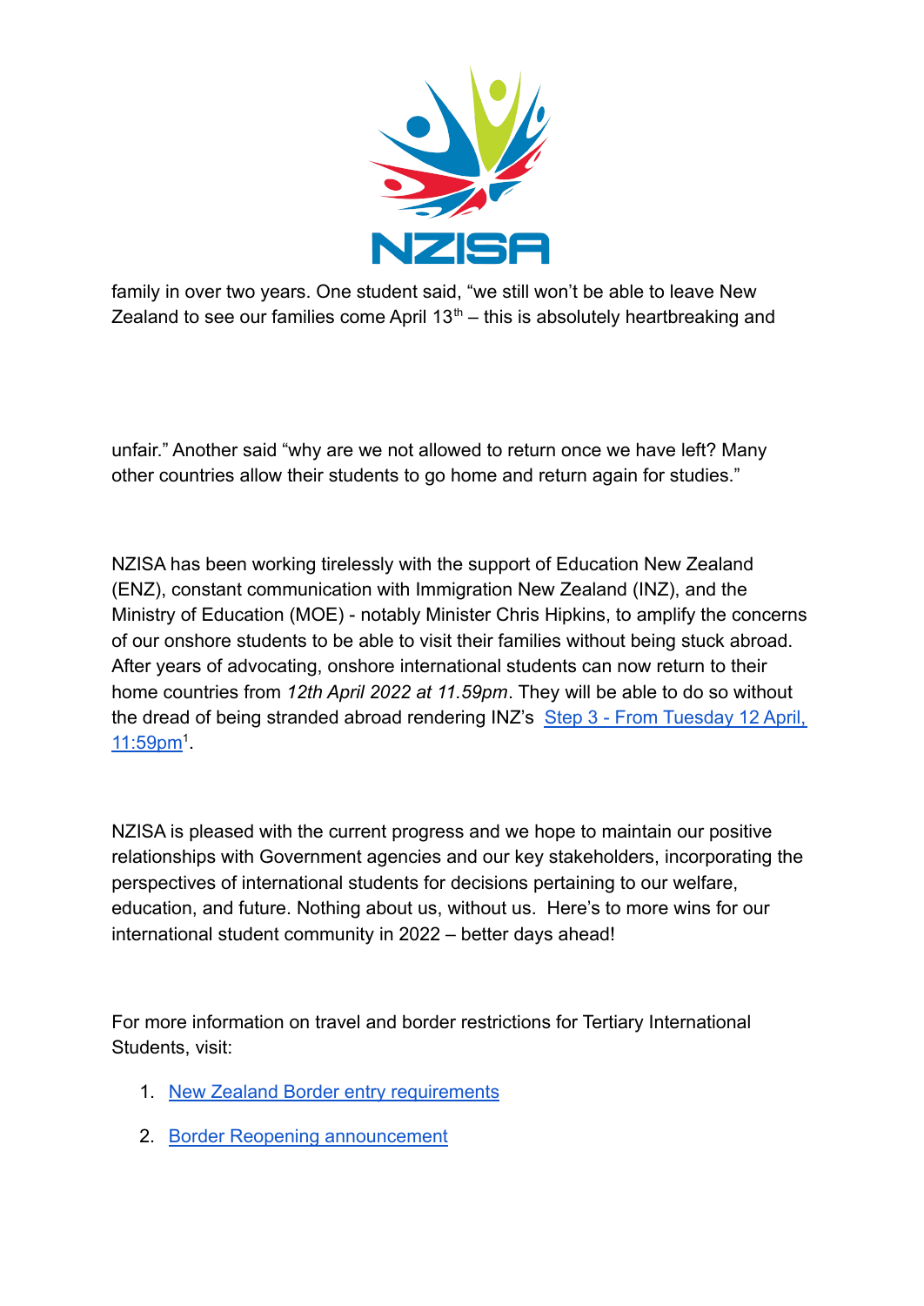family in over two years. One student said, "we still won't be able to leave New Zealand to see our families come April 13th – this is absolutely heartbreaking and unfair." Another said "why are we not allowed to return once we have left? Many other countries allow their students to go home and return again for studies."

NZISA has been working tirelessly with the support of Education New Zealand (ENZ), constant communication with Immigration New Zealand (INZ), and the Ministry of Education (MOE) - notably Minister Chris Hipkins, to amplify the concerns of our onshore students to be able to visit their families without being stuck abroad. After years of advocating, onshore international students can now return to their home countries from *12th April 2022 at 11.59pm*. They will be able to do so without the dread of being stranded abroad rendering INZ's [Step 3 - From Tuesday 12 April, 11:59pm][1].

NZISA is pleased with the current progress and we hope to maintain our positive relationships with Government agencies and our key stakeholders, incorporating the perspectives of international students for decisions pertaining to our welfare, education, and future. Nothing about us, without us. Here's to more wins for our international student community in 2022 – better days ahead!

For more information on travel and border restrictions for Tertiary International Students, visit:

1. [New Zealand Border entry requirements]
2. [Border Reopening announcement]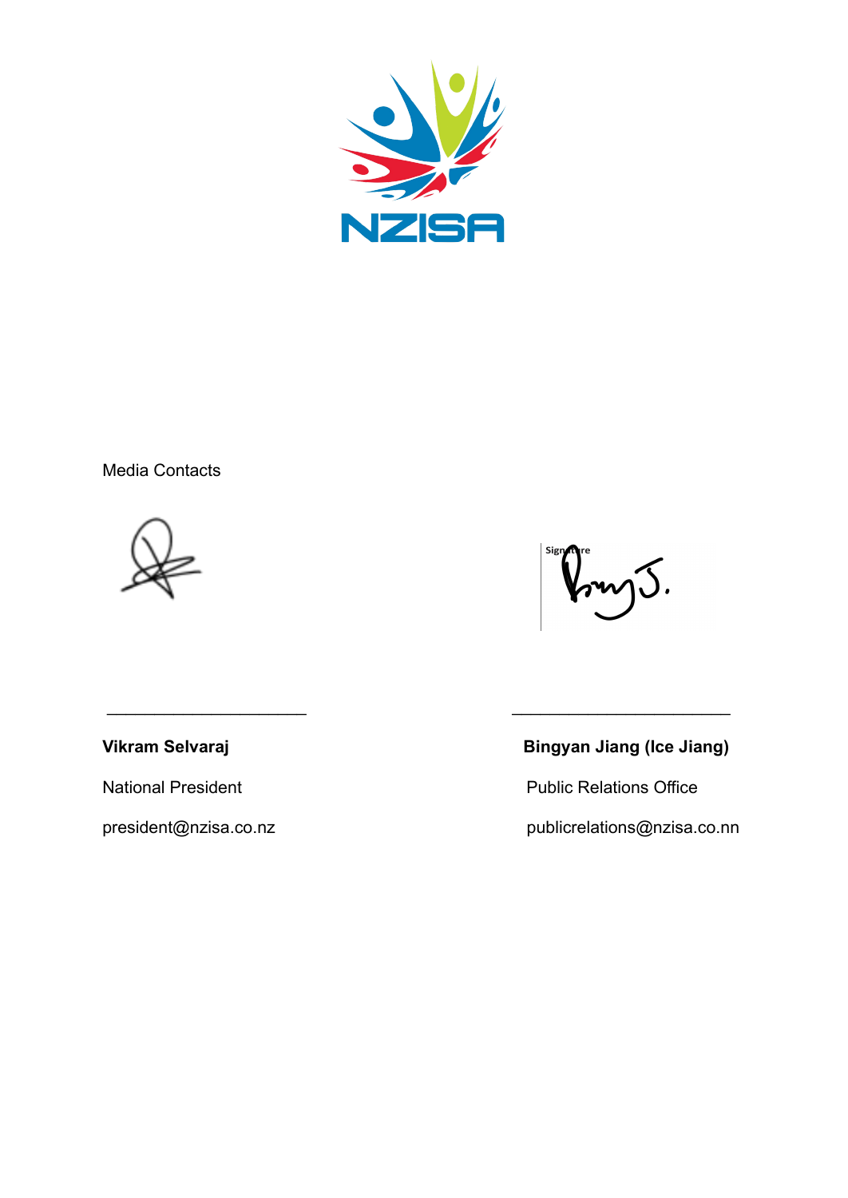Media Contacts

**Vikram Selvaraj**

National President

president@nzisa.co.nz

**Bingyan Jiang (Ice Jiang)**

Public Relations Office

publicrelations@nzisa.co.nn